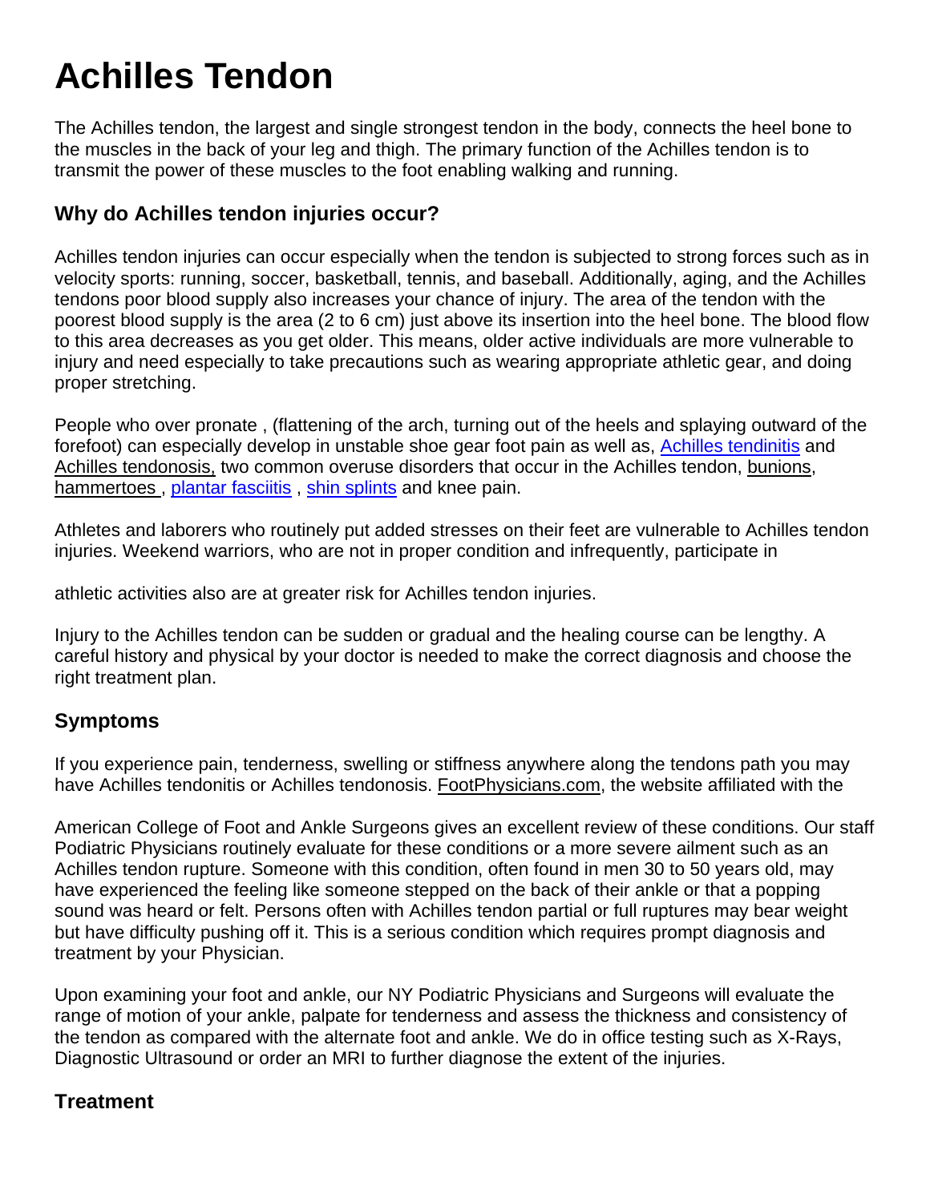# Achilles Tendon

The Achilles tendon, the largest and single strongest tendon in the body, connects the heel bone to the muscles in the back of your leg and thigh. The primary function of the Achilles tendon is to transmit the power of these muscles to the foot enabling walking and running.

## Why do Achilles tendon injuries occur?

Achilles tendon injuries can occur especially when the tendon is subjected to strong forces such as in velocity sports: running, soccer, basketball, tennis, and baseball. Additionally, aging, and the Achilles tendons poor blood supply also increases your chance of injury. The area of the tendon with the poorest blood supply is the area (2 to 6 cm) just above its insertion into the heel bone. The blood flow to this area decreases as you get older. This means, older active individuals are more vulnerable to injury and need especially to take precautions such as wearing appropriate athletic gear, and doing proper stretching.

People who over pronate , (flattening of the arch, turning out of the heels and splaying outward of the forefoot) can especially develop in unstable shoe gear foot pain as well as, Achilles tendinitis and Achilles tendonosis, two common overuse disorders that occur in the Achilles tendon, bunions, hammertoes , plantar fasciitis , shin splints and knee pain.

Athletes and laborers who routinely put added stresses on their feet are vulnerable to Achilles tendon injuries. Weekend warriors, who are not in proper condition and infrequently, participate in

athletic activities also are at greater risk for Achilles tendon injuries.

Injury to the Achilles tendon can be sudden or gradual and the healing course can be lengthy. A careful history and physical by your doctor is needed to make the correct diagnosis and choose the right treatment plan.

## Symptoms

If you experience pain, tenderness, swelling or stiffness anywhere along the tendons path you may have Achilles tendonitis or Achilles tendonosis. FootPhysicians.com, the website affiliated with the

American College of Foot and Ankle Surgeons gives an excellent review of these conditions. Our staff Podiatric Physicians routinely evaluate for these conditions or a more severe ailment such as an Achilles tendon rupture. Someone with this condition, often found in men 30 to 50 years old, may have experienced the feeling like someone stepped on the back of their ankle or that a popping sound was heard or felt. Persons often with Achilles tendon partial or full ruptures may bear weight but have difficulty pushing off it. This is a serious condition which requires prompt diagnosis and treatment by your Physician.

Upon examining your foot and ankle, our NY Podiatric Physicians and Surgeons will evaluate the range of motion of your ankle, palpate for tenderness and assess the thickness and consistency of the tendon as compared with the alternate foot and ankle. We do in office testing such as X-Rays, Diagnostic Ultrasound or order an MRI to further diagnose the extent of the injuries.

## Treatment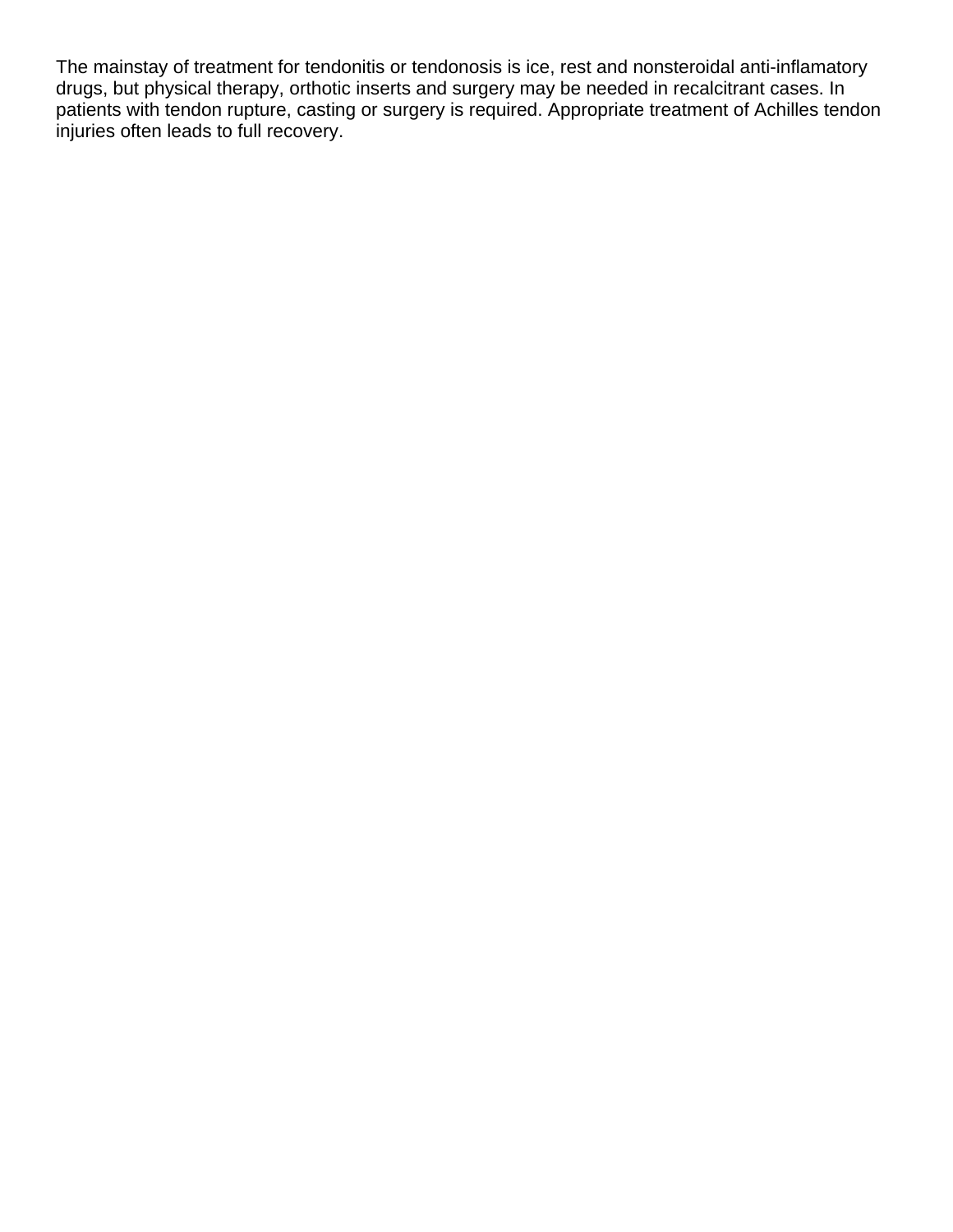The mainstay of treatment for tendonitis or tendonosis is ice, rest and nonsteroidal anti-inflamatory drugs, but physical therapy, orthotic inserts and surgery may be needed in recalcitrant cases. In patients with tendon rupture, casting or surgery is required. Appropriate treatment of Achilles tendon injuries often leads to full recovery.